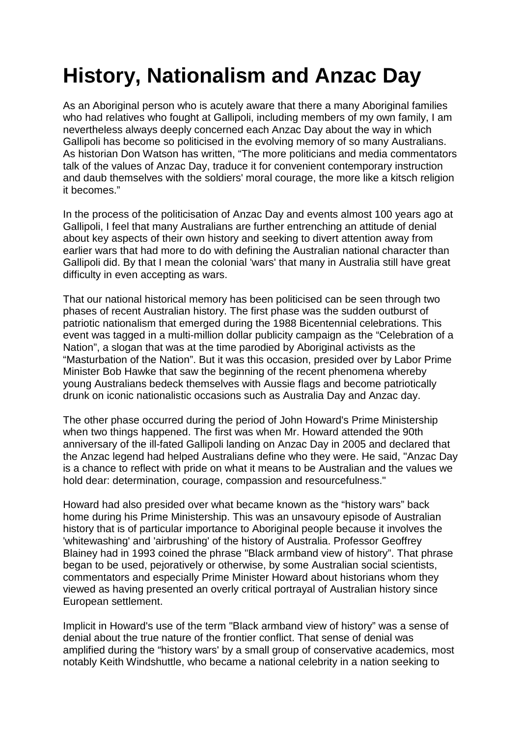# History, Nationalism and Anzac Day

As an Aboriginal person who is acutely aware that there a many Aboriginal families who had relatives who fought at Gallipoli, including members of my own family, I am nevertheless always deeply concerned each Anzac Day about the way in which Gallipoli has become so politicised in the evolving memory of so many Australians. As historian Don Watson has written, "The more politicians and media commentators talk of the values of Anzac Day, traduce it for convenient contemporary instruction and daub themselves with the soldiers' moral courage, the more like a kitsch religion it becomes."

In the process of the politicisation of Anzac Day and events almost 100 years ago at Gallipoli, I feel that many Australians are further entrenching an attitude of denial about key aspects of their own history and seeking to divert attention away from earlier wars that had more to do with defining the Australian national character than Gallipoli did. By that I mean the colonial 'wars' that many in Australia still have great difficulty in even accepting as wars.

That our national historical memory has been politicised can be seen through two phases of recent Australian history. The first phase was the sudden outburst of patriotic nationalism that emerged during the 1988 Bicentennial celebrations. This event was tagged in a multi-million dollar publicity campaign as the "Celebration of a Nation", a slogan that was at the time parodied by Aboriginal activists as the "Masturbation of the Nation". But it was this occasion, presided over by Labor Prime Minister Bob Hawke that saw the beginning of the recent phenomena whereby young Australians bedeck themselves with Aussie flags and become patriotically drunk on iconic nationalistic occasions such as Australia Day and Anzac day.

The other phase occurred during the period of John Howard's Prime Ministership when two things happened. The first was when Mr. Howard attended the 90th anniversary of the ill-fated Gallipoli landing on Anzac Day in 2005 and declared that the Anzac legend had helped Australians define who they were. He said, "Anzac Day is a chance to reflect with pride on what it means to be Australian and the values we hold dear: determination, courage, compassion and resourcefulness."

Howard had also presided over what became known as the "history wars" back home during his Prime Ministership. This was an unsavoury episode of Australian history that is of particular importance to Aboriginal people because it involves the 'whitewashing' and 'airbrushing' of the history of Australia. Professor Geoffrey Blainey had in 1993 coined the phrase "Black armband view of history". That phrase began to be used, pejoratively or otherwise, by some Australian social scientists, commentators and especially Prime Minister Howard about historians whom they viewed as having presented an overly critical portrayal of Australian history since European settlement.

Implicit in Howard's use of the term "Black armband view of history" was a sense of denial about the true nature of the frontier conflict. That sense of denial was amplified during the "history wars' by a small group of conservative academics, most notably Keith Windshuttle, who became a national celebrity in a nation seeking to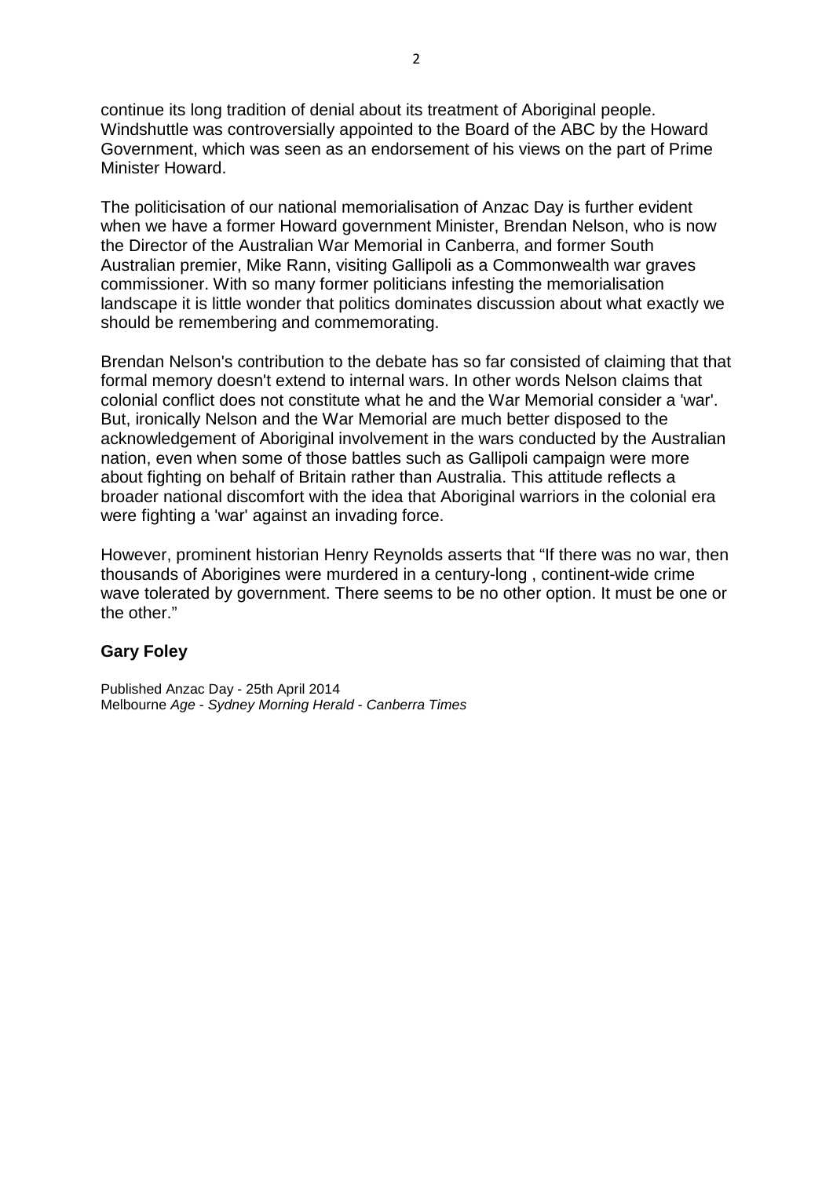continue its long tradition of denial about its treatment of Aboriginal people. Windshuttle was controversially appointed to the Board of the ABC by the Howard Government, which was seen as an endorsement of his views on the part of Prime Minister Howard.

The politicisation of our national memorialisation of Anzac Day is further evident when we have a former Howard government Minister, Brendan Nelson, who is now the Director of the Australian War Memorial in Canberra, and former South Australian premier, Mike Rann, visiting Gallipoli as a Commonwealth war graves commissioner. With so many former politicians infesting the memorialisation landscape it is little wonder that politics dominates discussion about what exactly we should be remembering and commemorating.

Brendan Nelson's contribution to the debate has so far consisted of claiming that that formal memory doesn't extend to internal wars. In other words Nelson claims that colonial conflict does not constitute what he and the War Memorial consider a 'war'. But, ironically Nelson and the War Memorial are much better disposed to the acknowledgement of Aboriginal involvement in the wars conducted by the Australian nation, even when some of those battles such as Gallipoli campaign were more about fighting on behalf of Britain rather than Australia. This attitude reflects a broader national discomfort with the idea that Aboriginal warriors in the colonial era were fighting a 'war' against an invading force.

However, prominent historian Henry Reynolds asserts that "If there was no war, then thousands of Aborigines were murdered in a century-long , continent-wide crime wave tolerated by government. There seems to be no other option. It must be one or the other."

**Gary Foley**

Published Anzac Day - 25th April 2014
Melbourne *Age* - *Sydney Morning Herald* - *Canberra Times*